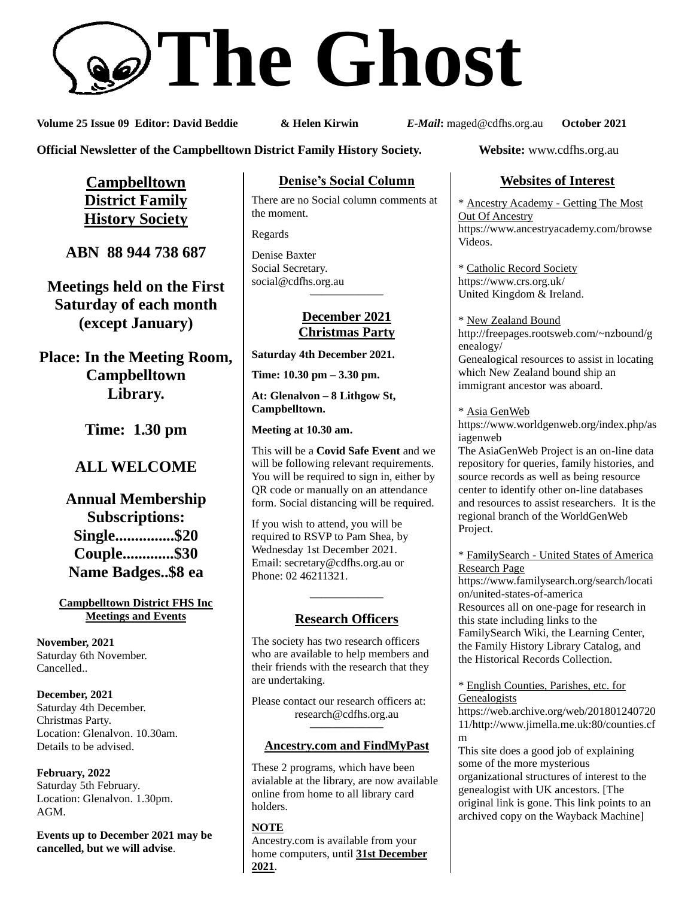# The Ghost

**Volume 25 Issue 09 Editor: David Beddie & Helen Kirwin** ***E-Mail*****:** maged@cdfhs.org.au **October 2021**

**Official Newsletter of the Campbelltown District Family History Society.** **Website:** www.cdfhs.org.au

## Campbelltown District Family History Society

**ABN 88 944 738 687**

**Meetings held on the First Saturday of each month (except January)**

**Place: In the Meeting Room, Campbelltown Library.**

**Time: 1.30 pm**

**ALL WELCOME**

**Annual Membership Subscriptions:**
**Single...............$20**
**Couple.............$30**
**Name Badges..$8 ea**

### Campbelltown District FHS Inc Meetings and Events

**November, 2021**
Saturday 6th November.
Cancelled..

**December, 2021**
Saturday 4th December.
Christmas Party.
Location: Glenalvon. 10.30am.
Details to be advised.

**February, 2022**
Saturday 5th February.
Location: Glenalvon. 1.30pm.
AGM.

**Events up to December 2021 may be cancelled, but we will advise**.

## Denise's Social Column

There are no Social column comments at the moment.

Regards

Denise Baxter
Social Secretary.
social@cdfhs.org.au

---

## December 2021 Christmas Party

**Saturday 4th December 2021.**

**Time: 10.30 pm – 3.30 pm.**

**At: Glenalvon – 8 Lithgow St, Campbelltown.**

**Meeting at 10.30 am.**

This will be a **Covid Safe Event** and we will be following relevant requirements. You will be required to sign in, either by QR code or manually on an attendance form. Social distancing will be required.

If you wish to attend, you will be required to RSVP to Pam Shea, by Wednesday 1st December 2021. Email: secretary@cdfhs.org.au or Phone: 02 46211321.

---

## Research Officers

The society has two research officers who are available to help members and their friends with the research that they are undertaking.

Please contact our research officers at:
research@cdfhs.org.au

---

## Ancestry.com and FindMyPast

These 2 programs, which have been avialable at the library, are now available online from home to all library card holders.

**NOTE**
Ancestry.com is available from your home computers, until **31st December 2021**.

## Websites of Interest

* Ancestry Academy - Getting The Most Out Of Ancestry
https://www.ancestryacademy.com/browseVideos.

* Catholic Record Society
https://www.crs.org.uk/
United Kingdom & Ireland.

* New Zealand Bound
http://freepages.rootsweb.com/~nzbound/genealogy/
Genealogical resources to assist in locating which New Zealand bound ship an immigrant ancestor was aboard.

* Asia GenWeb
https://www.worldgenweb.org/index.php/asiagenweb
The AsiaGenWeb Project is an on-line data repository for queries, family histories, and source records as well as being resource center to identify other on-line databases and resources to assist researchers. It is the regional branch of the WorldGenWeb Project.

* FamilySearch - United States of America Research Page
https://www.familysearch.org/search/location/united-states-of-america
Resources all on one-page for research in this state including links to the FamilySearch Wiki, the Learning Center, the Family History Library Catalog, and the Historical Records Collection.

* English Counties, Parishes, etc. for Genealogists
https://web.archive.org/web/20180124072011/http://www.jimella.me.uk:80/counties.cfm
This site does a good job of explaining some of the more mysterious organizational structures of interest to the genealogist with UK ancestors. [The original link is gone. This link points to an archived copy on the Wayback Machine]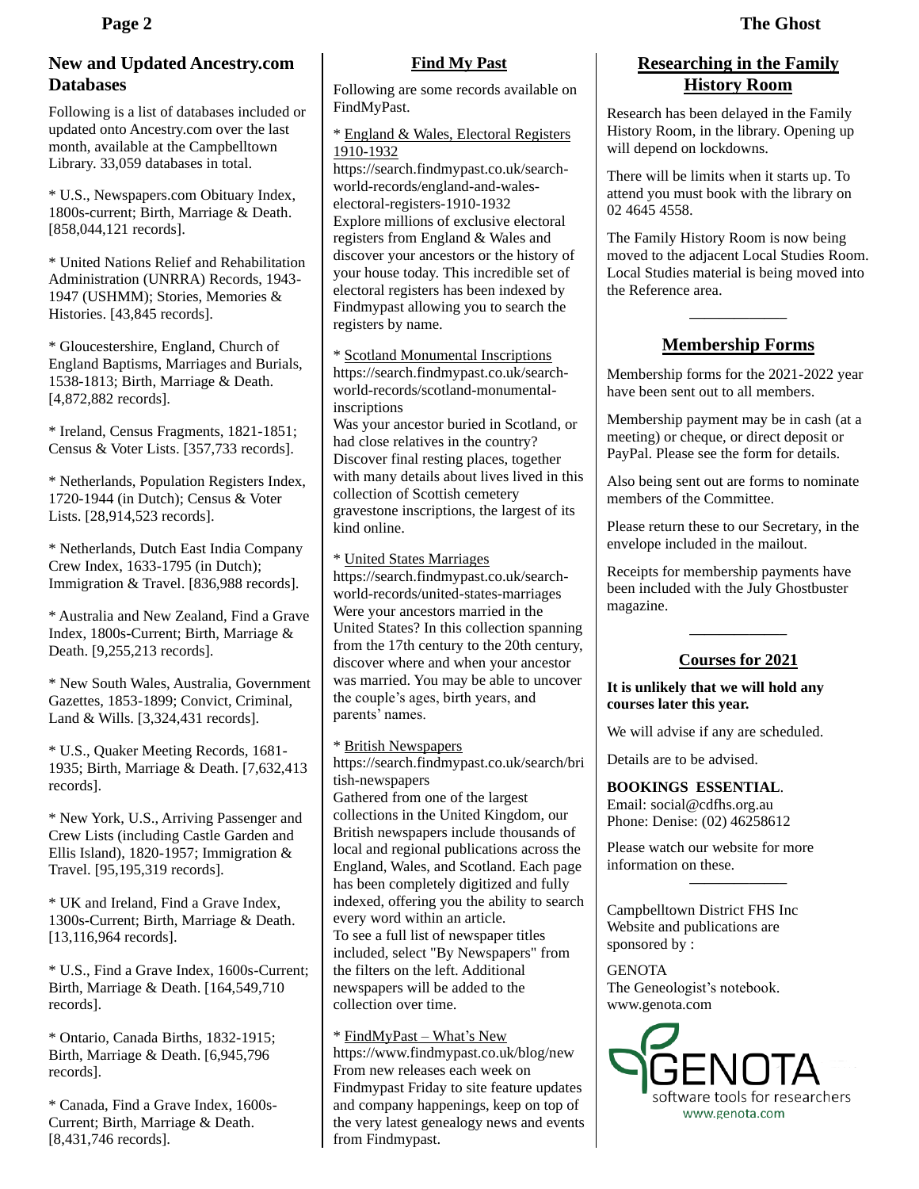## New and Updated Ancestry.com Databases

Following is a list of databases included or updated onto Ancestry.com over the last month, available at the Campbelltown Library. 33,059 databases in total.

* U.S., Newspapers.com Obituary Index, 1800s-current; Birth, Marriage & Death. [858,044,121 records].

* United Nations Relief and Rehabilitation Administration (UNRRA) Records, 1943-1947 (USHMM); Stories, Memories & Histories. [43,845 records].

* Gloucestershire, England, Church of England Baptisms, Marriages and Burials, 1538-1813; Birth, Marriage & Death. [4,872,882 records].

* Ireland, Census Fragments, 1821-1851; Census & Voter Lists. [357,733 records].

* Netherlands, Population Registers Index, 1720-1944 (in Dutch); Census & Voter Lists. [28,914,523 records].

* Netherlands, Dutch East India Company Crew Index, 1633-1795 (in Dutch); Immigration & Travel. [836,988 records].

* Australia and New Zealand, Find a Grave Index, 1800s-Current; Birth, Marriage & Death. [9,255,213 records].

* New South Wales, Australia, Government Gazettes, 1853-1899; Convict, Criminal, Land & Wills. [3,324,431 records].

* U.S., Quaker Meeting Records, 1681-1935; Birth, Marriage & Death. [7,632,413 records].

* New York, U.S., Arriving Passenger and Crew Lists (including Castle Garden and Ellis Island), 1820-1957; Immigration & Travel. [95,195,319 records].

* UK and Ireland, Find a Grave Index, 1300s-Current; Birth, Marriage & Death. [13,116,964 records].

* U.S., Find a Grave Index, 1600s-Current; Birth, Marriage & Death. [164,549,710 records].

* Ontario, Canada Births, 1832-1915; Birth, Marriage & Death. [6,945,796 records].

* Canada, Find a Grave Index, 1600s-Current; Birth, Marriage & Death. [8,431,746 records].

## Find My Past

Following are some records available on FindMyPast.

* England & Wales, Electoral Registers 1910-1932
https://search.findmypast.co.uk/search-world-records/england-and-wales-electoral-registers-1910-1932
Explore millions of exclusive electoral registers from England & Wales and discover your ancestors or the history of your house today. This incredible set of electoral registers has been indexed by Findmypast allowing you to search the registers by name.

* Scotland Monumental Inscriptions
https://search.findmypast.co.uk/search-world-records/scotland-monumental-inscriptions
Was your ancestor buried in Scotland, or had close relatives in the country? Discover final resting places, together with many details about lives lived in this collection of Scottish cemetery gravestone inscriptions, the largest of its kind online.

* United States Marriages
https://search.findmypast.co.uk/search-world-records/united-states-marriages
Were your ancestors married in the United States? In this collection spanning from the 17th century to the 20th century, discover where and when your ancestor was married. You may be able to uncover the couple's ages, birth years, and parents' names.

* British Newspapers
https://search.findmypast.co.uk/search/british-newspapers
Gathered from one of the largest collections in the United Kingdom, our British newspapers include thousands of local and regional publications across the England, Wales, and Scotland. Each page has been completely digitized and fully indexed, offering you the ability to search every word within an article.
To see a full list of newspaper titles included, select "By Newspapers" from the filters on the left. Additional newspapers will be added to the collection over time.

* FindMyPast – What's New
https://www.findmypast.co.uk/blog/new
From new releases each week on Findmypast Friday to site feature updates and company happenings, keep on top of the very latest genealogy news and events from Findmypast.

## Researching in the Family History Room

Research has been delayed in the Family History Room, in the library. Opening up will depend on lockdowns.

There will be limits when it starts up. To attend you must book with the library on 02 4645 4558.

The Family History Room is now being moved to the adjacent Local Studies Room. Local Studies material is being moved into the Reference area.

---

## Membership Forms

Membership forms for the 2021-2022 year have been sent out to all members.

Membership payment may be in cash (at a meeting) or cheque, or direct deposit or PayPal. Please see the form for details.

Also being sent out are forms to nominate members of the Committee.

Please return these to our Secretary, in the envelope included in the mailout.

Receipts for membership payments have been included with the July Ghostbuster magazine.

---

## Courses for 2021

**It is unlikely that we will hold any courses later this year.**

We will advise if any are scheduled.

Details are to be advised.

**BOOKINGS ESSENTIAL**.
Email: social@cdfhs.org.au
Phone: Denise: (02) 46258612

Please watch our website for more information on these.

---

Campbelltown District FHS Inc Website and publications are sponsored by :

GENOTA
The Geneologist's notebook.
www.genota.com

GENOTA
software tools for researchers
www.genota.com